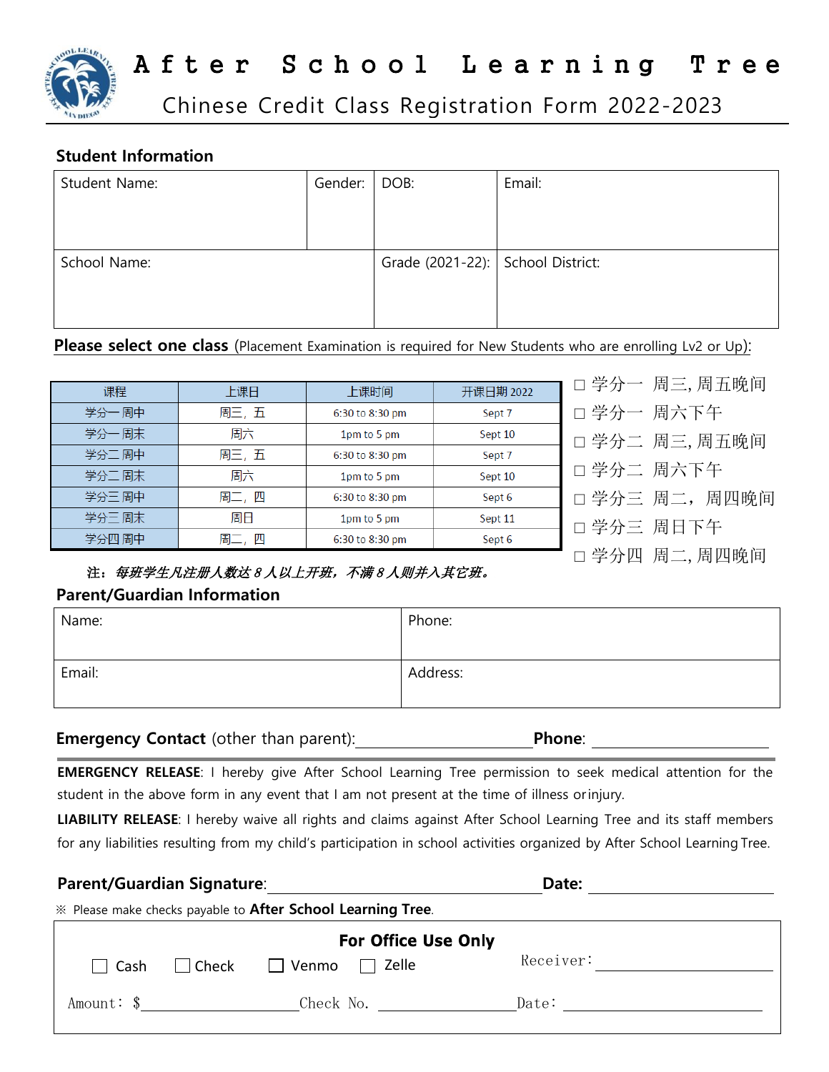# After School Learning Tree

## Chinese Credit Class Registration Form 2022-2023

### Student Information

| Student Name: | Gender: | DOB: | Email: |
|---|---|---|---|
| School Name: | | Grade (2021-22): | School District: |

**Please select one class** (Placement Examination is required for New Students who are enrolling Lv2 or Up):

| 课程 | 上课日 | 上课时间 | 开课日期 2022 |
|---|---|---|---|
| 学分一 周中 | 周三，五 | 6:30 to 8:30 pm | Sept 7 |
| 学分一 周末 | 周六 | 1pm to 5 pm | Sept 10 |
| 学分二 周中 | 周三，五 | 6:30 to 8:30 pm | Sept 7 |
| 学分二 周末 | 周六 | 1pm to 5 pm | Sept 10 |
| 学分三 周中 | 周二，四 | 6:30 to 8:30 pm | Sept 6 |
| 学分三 周末 | 周日 | 1pm to 5 pm | Sept 11 |
| 学分四 周中 | 周二，四 | 6:30 to 8:30 pm | Sept 6 |

- ☐ 学分一 周三, 周五晚间
- ☐ 学分一 周六下午
- ☐ 学分二 周三, 周五晚间
- ☐ 学分二 周六下午
- ☐ 学分三 周二，周四晚间
- ☐ 学分三 周日下午
- ☐ 学分四 周二, 周四晚间

注：*每班学生凡注册人数达 8 人以上开班，不满 8 人则并入其它班。*

### Parent/Guardian Information

| Name: | Phone: |
|---|---|
| Email: | Address: |

**Emergency Contact** (other than parent):______________________ **Phone**: ______________________

**EMERGENCY RELEASE**: I hereby give After School Learning Tree permission to seek medical attention for the student in the above form in any event that I am not present at the time of illness or injury.

**LIABILITY RELEASE**: I hereby waive all rights and claims against After School Learning Tree and its staff members for any liabilities resulting from my child's participation in school activities organized by After School Learning Tree.

**Parent/Guardian Signature**:________________________________ **Date:** ______________________

※ Please make checks payable to **After School Learning Tree**.

**For Office Use Only**

☐ Cash ☐ Check ☐ Venmo ☐ Zelle Receiver: ______________________

Amount: $______________________ Check No. ______________________ Date: ______________________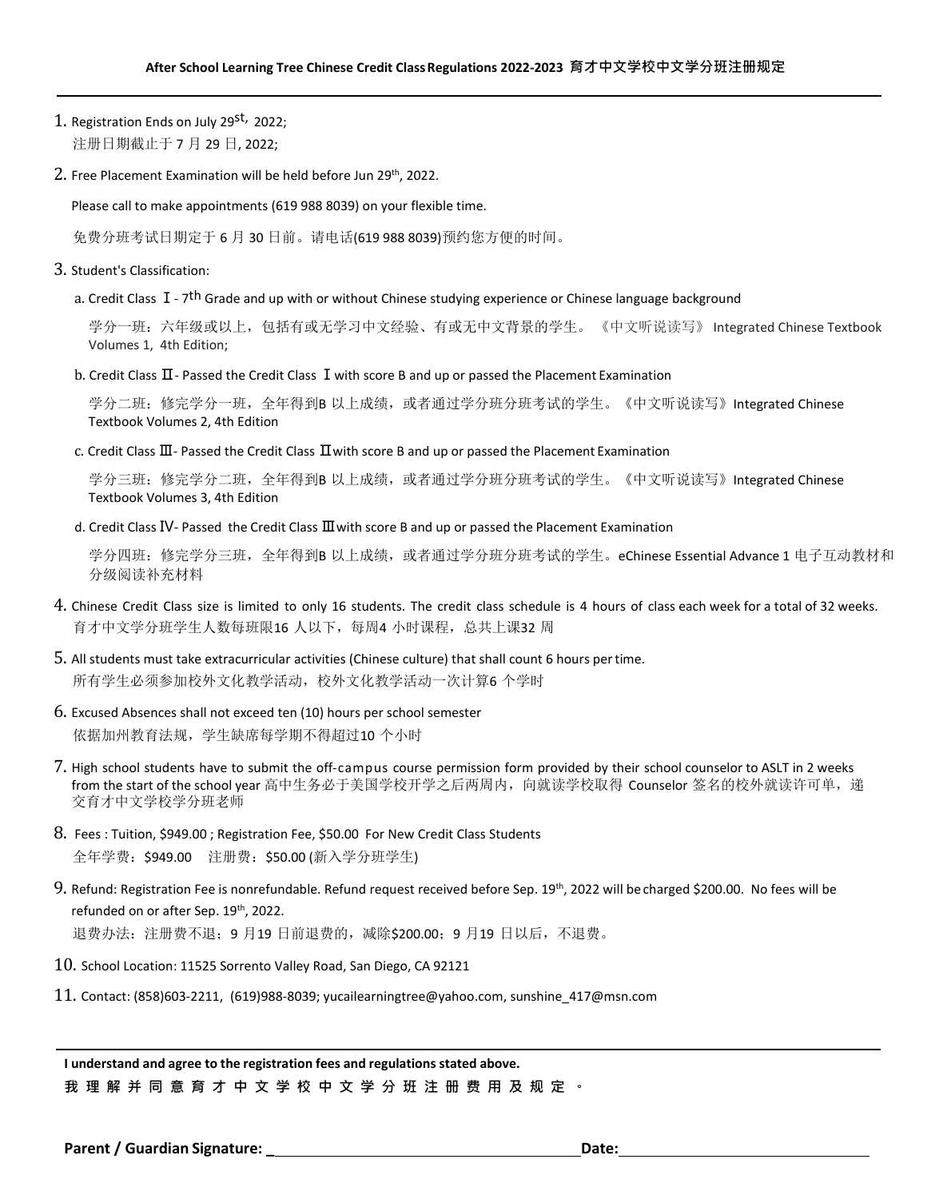**After School Learning Tree Chinese Credit Class Regulations 2022-2023 育才中文学校中文学分班注册规定**

1. Registration Ends on July 29st, 2022;
   注册日期截止于 7 月 29 日, 2022;

2. Free Placement Examination will be held before Jun 29th, 2022.
   Please call to make appointments (619 988 8039) on your flexible time.
   免费分班考试日期定于 6 月 30 日前。请电话(619 988 8039)预约您方便的时间。

3. Student's Classification:

   a. Credit Class Ⅰ - 7th Grade and up with or without Chinese studying experience or Chinese language background
   学分一班：六年级或以上，包括有或无学习中文经验、有或无中文背景的学生。《中文听说读写》 Integrated Chinese Textbook Volumes 1, 4th Edition;

   b. Credit Class Ⅱ- Passed the Credit Class Ⅰ with score B and up or passed the Placement Examination
   学分二班：修完学分一班，全年得到B 以上成绩，或者通过学分班分班考试的学生。《中文听说读写》Integrated Chinese Textbook Volumes 2, 4th Edition

   c. Credit Class Ⅲ- Passed the Credit Class Ⅱwith score B and up or passed the Placement Examination
   学分三班：修完学分二班，全年得到B 以上成绩，或者通过学分班分班考试的学生。《中文听说读写》Integrated Chinese Textbook Volumes 3, 4th Edition

   d. Credit Class Ⅳ- Passed the Credit Class Ⅲwith score B and up or passed the Placement Examination
   学分四班：修完学分三班，全年得到B 以上成绩，或者通过学分班分班考试的学生。eChinese Essential Advance 1 电子互动教材和分级阅读补充材料

4. Chinese Credit Class size is limited to only 16 students. The credit class schedule is 4 hours of class each week for a total of 32 weeks.
   育才中文学分班学生人数每班限16 人以下，每周4 小时课程，总共上课32 周

5. All students must take extracurricular activities (Chinese culture) that shall count 6 hours per time.
   所有学生必须参加校外文化教学活动，校外文化教学活动一次计算6 个学时

6. Excused Absences shall not exceed ten (10) hours per school semester
   依据加州教育法规，学生缺席每学期不得超过10 个小时

7. High school students have to submit the off-campus course permission form provided by their school counselor to ASLT in 2 weeks from the start of the school year 高中生务必于美国学校开学之后两周内，向就读学校取得 Counselor 签名的校外就读许可单，递交育才中文学校学分班老师

8. Fees : Tuition, $949.00 ; Registration Fee, $50.00 For New Credit Class Students
   全年学费：$949.00 注册费：$50.00 (新入学分班学生)

9. Refund: Registration Fee is nonrefundable. Refund request received before Sep. 19th, 2022 will be charged $200.00. No fees will be refunded on or after Sep. 19th, 2022.
   退费办法：注册费不退；9 月19 日前退费的，减除$200.00；9 月19 日以后，不退费。

10. School Location: 11525 Sorrento Valley Road, San Diego, CA 92121

11. Contact: (858)603-2211, (619)988-8039; yucailearningtree@yahoo.com, sunshine_417@msn.com

---

**I understand and agree to the registration fees and regulations stated above.**
**我理解并同意育才中文学校中文学分班注册费用及规定。**

**Parent / Guardian Signature:** ________________________ **Date:** ________________